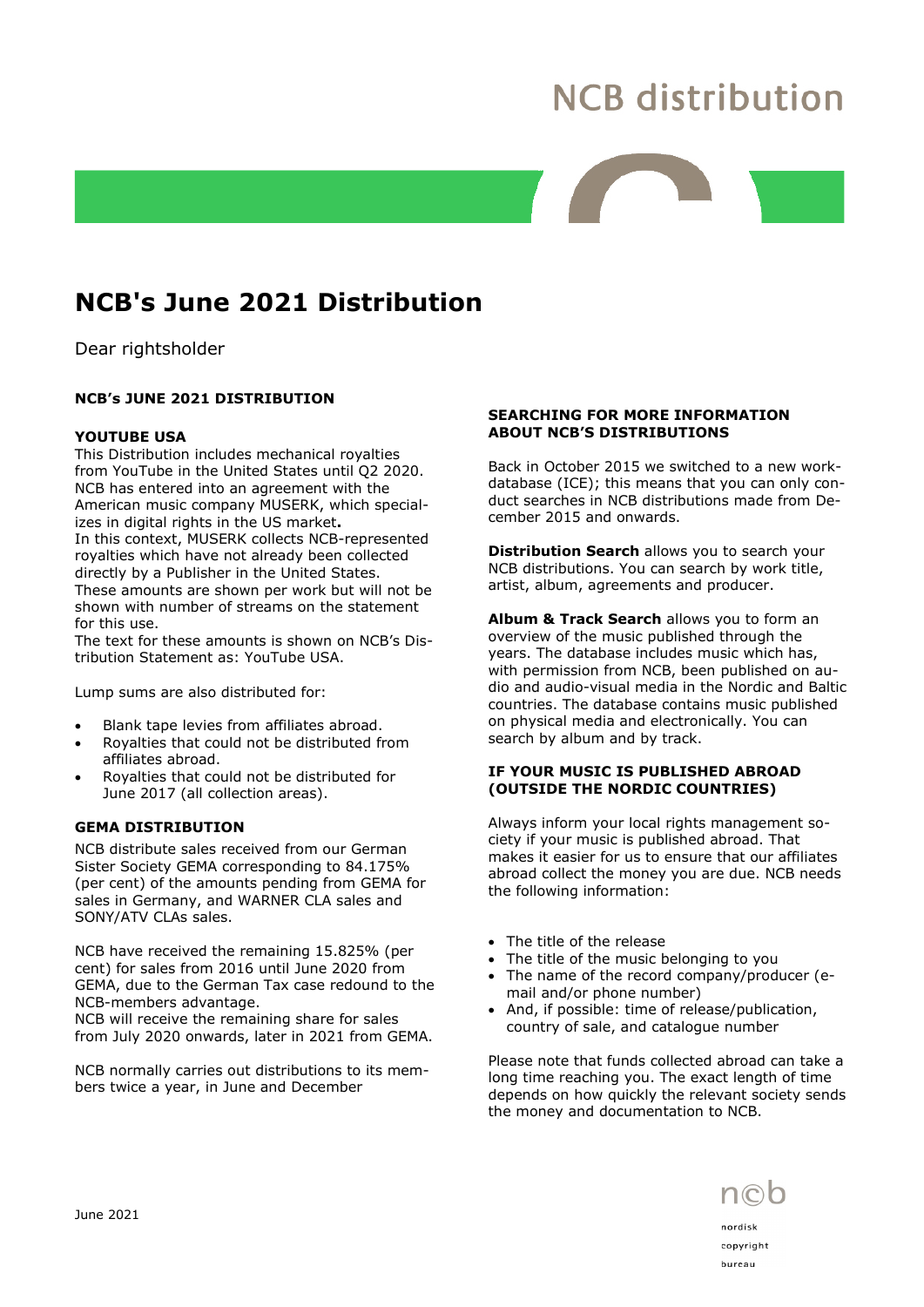# NCB distribution

## NCB's June 2021 Distribution

Dear rightsholder

**NCB's JUNE 2021 DISTRIBUTION**

**YOUTUBE USA**

This Distribution includes mechanical royalties from YouTube in the United States until Q2 2020. NCB has entered into an agreement with the American music company MUSERK, which specializes in digital rights in the US market**.**
In this context, MUSERK collects NCB-represented royalties which have not already been collected directly by a Publisher in the United States. These amounts are shown per work but will not be shown with number of streams on the statement for this use.
The text for these amounts is shown on NCB's Distribution Statement as: YouTube USA.

Lump sums are also distributed for:

- Blank tape levies from affiliates abroad.
- Royalties that could not be distributed from affiliates abroad.
- Royalties that could not be distributed for June 2017 (all collection areas).

**GEMA DISTRIBUTION**

NCB distribute sales received from our German Sister Society GEMA corresponding to 84.175% (per cent) of the amounts pending from GEMA for sales in Germany, and WARNER CLA sales and SONY/ATV CLAs sales.

NCB have received the remaining 15.825% (per cent) for sales from 2016 until June 2020 from GEMA, due to the German Tax case redound to the NCB-members advantage.
NCB will receive the remaining share for sales from July 2020 onwards, later in 2021 from GEMA.

NCB normally carries out distributions to its members twice a year, in June and December

**SEARCHING FOR MORE INFORMATION ABOUT NCB'S DISTRIBUTIONS**

Back in October 2015 we switched to a new work-database (ICE); this means that you can only conduct searches in NCB distributions made from December 2015 and onwards.

**Distribution Search** allows you to search your NCB distributions. You can search by work title, artist, album, agreements and producer.

**Album & Track Search** allows you to form an overview of the music published through the years. The database includes music which has, with permission from NCB, been published on audio and audio-visual media in the Nordic and Baltic countries. The database contains music published on physical media and electronically. You can search by album and by track.

**IF YOUR MUSIC IS PUBLISHED ABROAD (OUTSIDE THE NORDIC COUNTRIES)**

Always inform your local rights management society if your music is published abroad. That makes it easier for us to ensure that our affiliates abroad collect the money you are due. NCB needs the following information:

- The title of the release
- The title of the music belonging to you
- The name of the record company/producer (e-mail and/or phone number)
- And, if possible: time of release/publication, country of sale, and catalogue number

Please note that funds collected abroad can take a long time reaching you. The exact length of time depends on how quickly the relevant society sends the money and documentation to NCB.

June 2021

ncb
nordisk
copyright
bureau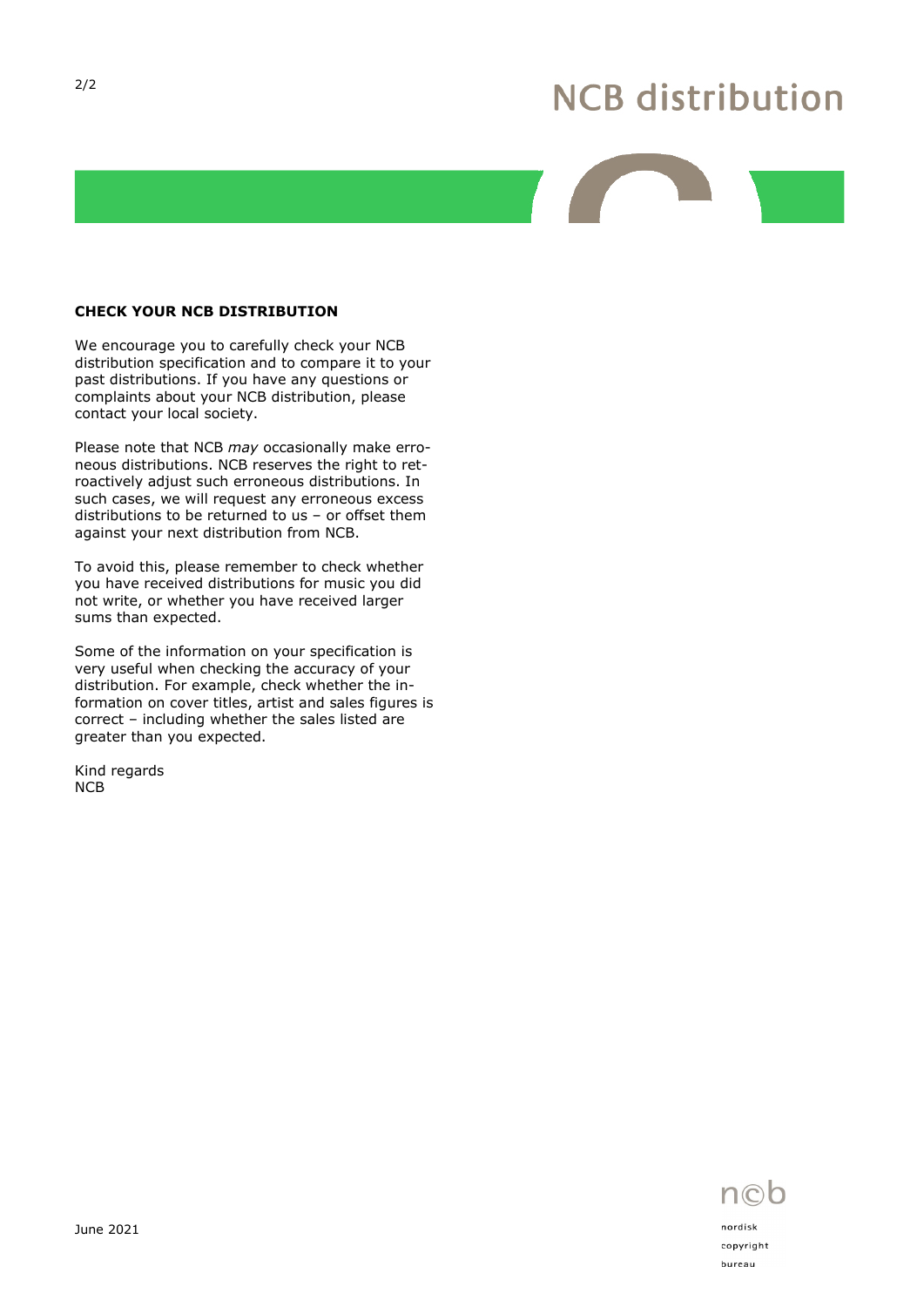# NCB distribution

**CHECK YOUR NCB DISTRIBUTION**

We encourage you to carefully check your NCB distribution specification and to compare it to your past distributions. If you have any questions or complaints about your NCB distribution, please contact your local society.

Please note that NCB *may* occasionally make erroneous distributions. NCB reserves the right to retroactively adjust such erroneous distributions. In such cases, we will request any erroneous excess distributions to be returned to us – or offset them against your next distribution from NCB.

To avoid this, please remember to check whether you have received distributions for music you did not write, or whether you have received larger sums than expected.

Some of the information on your specification is very useful when checking the accuracy of your distribution. For example, check whether the information on cover titles, artist and sales figures is correct – including whether the sales listed are greater than you expected.

Kind regards
NCB

June 2021